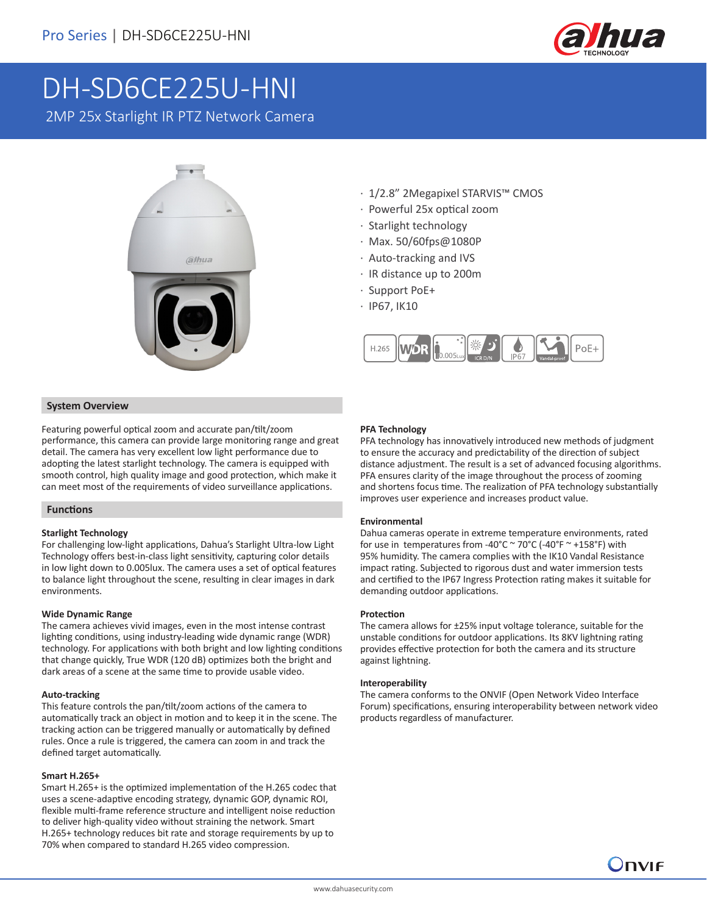# DH-SD6CE225U-HNI

## 2MP 25x Starlight IR PTZ Network Camera

- 1/2.8” 2Megapixel STARVIS™ CMOS
- Powerful 25x optical zoom
- Starlight technology
- Max. 50/60fps@1080P
- Auto-tracking and IVS
- IR distance up to 200m
- Support PoE+
- IP67, IK10

## System Overview

Featuring powerful optical zoom and accurate pan/tilt/zoom performance, this camera can provide large monitoring range and great detail. The camera has very excellent low light performance due to adopting the latest starlight technology. The camera is equipped with smooth control, high quality image and good protection, which make it can meet most of the requirements of video surveillance applications.

## Functions

**Starlight Technology**

For challenging low-light applications, Dahua’s Starlight Ultra-low Light Technology offers best-in-class light sensitivity, capturing color details in low light down to 0.005lux. The camera uses a set of optical features to balance light throughout the scene, resulting in clear images in dark environments.

**Wide Dynamic Range**

The camera achieves vivid images, even in the most intense contrast lighting conditions, using industry-leading wide dynamic range (WDR) technology. For applications with both bright and low lighting conditions that change quickly, True WDR (120 dB) optimizes both the bright and dark areas of a scene at the same time to provide usable video.

**Auto-tracking**

This feature controls the pan/tilt/zoom actions of the camera to automatically track an object in motion and to keep it in the scene. The tracking action can be triggered manually or automatically by defined rules. Once a rule is triggered, the camera can zoom in and track the defined target automatically.

**Smart H.265+**

Smart H.265+ is the optimized implementation of the H.265 codec that uses a scene-adaptive encoding strategy, dynamic GOP, dynamic ROI, flexible multi-frame reference structure and intelligent noise reduction to deliver high-quality video without straining the network. Smart H.265+ technology reduces bit rate and storage requirements by up to 70% when compared to standard H.265 video compression.

**PFA Technology**

PFA technology has innovatively introduced new methods of judgment to ensure the accuracy and predictability of the direction of subject distance adjustment. The result is a set of advanced focusing algorithms. PFA ensures clarity of the image throughout the process of zooming and shortens focus time. The realization of PFA technology substantially improves user experience and increases product value.

**Environmental**

Dahua cameras operate in extreme temperature environments, rated for use in temperatures from -40°C ~ 70°C (-40°F ~ +158°F) with 95% humidity. The camera complies with the IK10 Vandal Resistance impact rating. Subjected to rigorous dust and water immersion tests and certified to the IP67 Ingress Protection rating makes it suitable for demanding outdoor applications.

**Protection**

The camera allows for ±25% input voltage tolerance, suitable for the unstable conditions for outdoor applications. Its 8KV lightning rating provides effective protection for both the camera and its structure against lightning.

**Interoperability**

The camera conforms to the ONVIF (Open Network Video Interface Forum) specifications, ensuring interoperability between network video products regardless of manufacturer.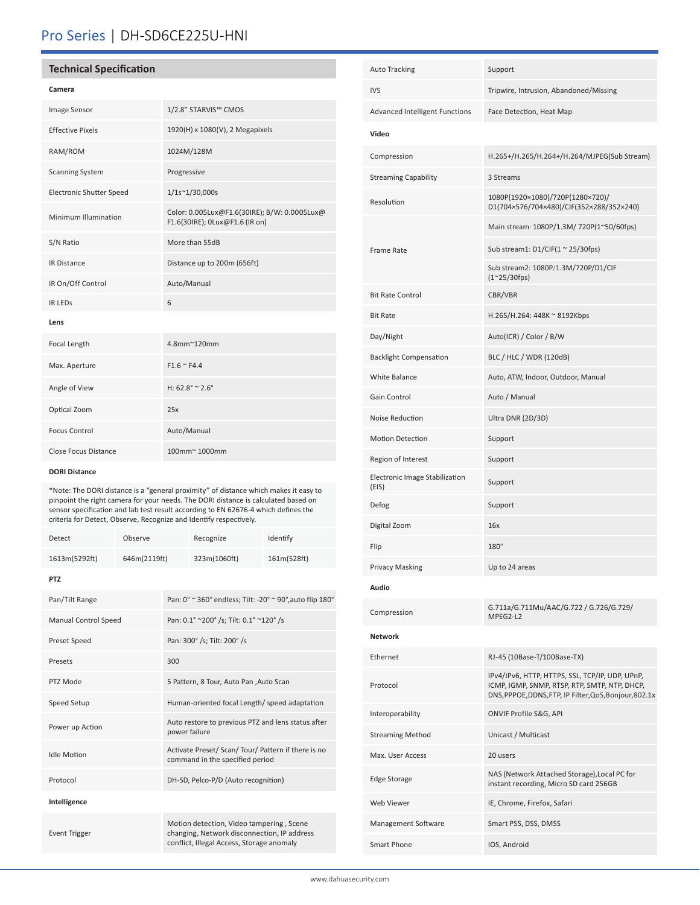## Pro Series | DH-SD6CE225U-HNI

### Technical Specification

**Camera**

| | |
|---|---|
| Image Sensor | 1/2.8" STARVIS™ CMOS |
| Effective Pixels | 1920(H) x 1080(V), 2 Megapixels |
| RAM/ROM | 1024M/128M |
| Scanning System | Progressive |
| Electronic Shutter Speed | 1/1s~1/30,000s |
| Minimum Illumination | Color: 0.005Lux@F1.6(30IRE); B/W: 0.0005Lux@ F1.6(30IRE); 0Lux@F1.6 (IR on) |
| S/N Ratio | More than 55dB |
| IR Distance | Distance up to 200m (656ft) |
| IR On/Off Control | Auto/Manual |
| IR LEDs | 6 |

**Lens**

| | |
|---|---|
| Focal Length | 4.8mm~120mm |
| Max. Aperture | F1.6 ~ F4.4 |
| Angle of View | H: 62.8° ~ 2.6° |
| Optical Zoom | 25x |
| Focus Control | Auto/Manual |
| Close Focus Distance | 100mm~ 1000mm |

**DORI Distance**

*Note: The DORI distance is a "general proximity" of distance which makes it easy to pinpoint the right camera for your needs. The DORI distance is calculated based on sensor specification and lab test result according to EN 62676-4 which defines the criteria for Detect, Observe, Recognize and Identify respectively.

| Detect | Observe | Recognize | Identify |
|---|---|---|---|
| 1613m(5292ft) | 646m(2119ft) | 323m(1060ft) | 161m(528ft) |

**PTZ**

| | |
|---|---|
| Pan/Tilt Range | Pan: 0° ~ 360° endless; Tilt: -20° ~ 90°,auto flip 180° |
| Manual Control Speed | Pan: 0.1° ~200° /s; Tilt: 0.1° ~120° /s |
| Preset Speed | Pan: 300° /s; Tilt: 200° /s |
| Presets | 300 |
| PTZ Mode | 5 Pattern, 8 Tour, Auto Pan ,Auto Scan |
| Speed Setup | Human-oriented focal Length/ speed adaptation |
| Power up Action | Auto restore to previous PTZ and lens status after power failure |
| Idle Motion | Activate Preset/ Scan/ Tour/ Pattern if there is no command in the specified period |
| Protocol | DH-SD, Pelco-P/D (Auto recognition) |

**Intelligence**

| | |
|---|---|
| Event Trigger | Motion detection, Video tampering , Scene changing, Network disconnection, IP address conflict, Illegal Access, Storage anomaly |
| Auto Tracking | Support |
| IVS | Tripwire, Intrusion, Abandoned/Missing |
| Advanced Intelligent Functions | Face Detection, Heat Map |

**Video**

| | |
|---|---|
| Compression | H.265+/H.265/H.264+/H.264/MJPEG(Sub Stream) |
| Streaming Capability | 3 Streams |
| Resolution | 1080P(1920×1080)/720P(1280×720)/ D1(704×576/704×480)/CIF(352×288/352×240) |
| Frame Rate | Main stream: 1080P/1.3M/ 720P(1~50/60fps) |
| | Sub stream1: D1/CIF(1 ~ 25/30fps) |
| | Sub stream2: 1080P/1.3M/720P/D1/CIF (1~25/30fps) |
| Bit Rate Control | CBR/VBR |
| Bit Rate | H.265/H.264: 448K ~ 8192Kbps |
| Day/Night | Auto(ICR) / Color / B/W |
| Backlight Compensation | BLC / HLC / WDR (120dB) |
| White Balance | Auto, ATW, Indoor, Outdoor, Manual |
| Gain Control | Auto / Manual |
| Noise Reduction | Ultra DNR (2D/3D) |
| Motion Detection | Support |
| Region of Interest | Support |
| Electronic Image Stabilization (EIS) | Support |
| Defog | Support |
| Digital Zoom | 16x |
| Flip | 180° |
| Privacy Masking | Up to 24 areas |

**Audio**

| | |
|---|---|
| Compression | G.711a/G.711Mu/AAC/G.722 / G.726/G.729/ MPEG2-L2 |

**Network**

| | |
|---|---|
| Ethernet | RJ-45 (10Base-T/100Base-TX) |
| Protocol | IPv4/IPv6, HTTP, HTTPS, SSL, TCP/IP, UDP, UPnP, ICMP, IGMP, SNMP, RTSP, RTP, SMTP, NTP, DHCP, DNS,PPPOE,DDNS,FTP, IP Filter,QoS,Bonjour,802.1x |
| Interoperability | ONVIF Profile S&G, API |
| Streaming Method | Unicast / Multicast |
| Max. User Access | 20 users |
| Edge Storage | NAS (Network Attached Storage),Local PC for instant recording, Micro SD card 256GB |
| Web Viewer | IE, Chrome, Firefox, Safari |
| Management Software | Smart PSS, DSS, DMSS |
| Smart Phone | IOS, Android |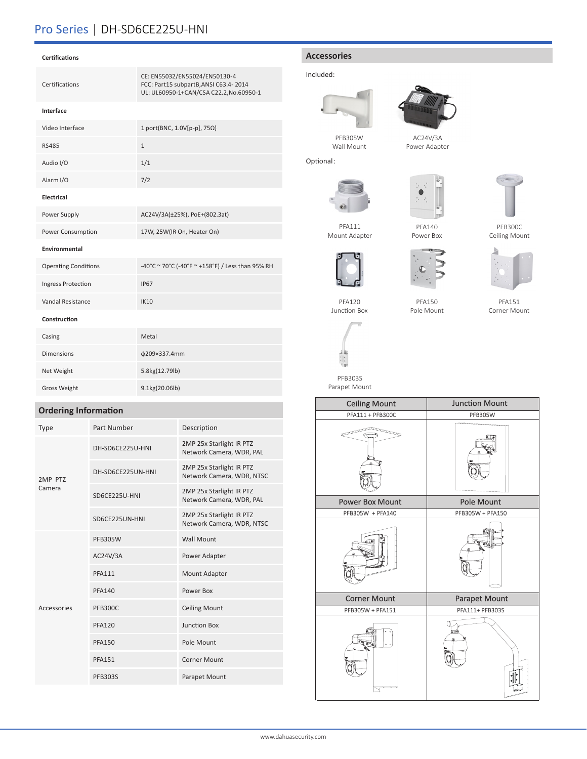# Pro Series | DH-SD6CE225U-HNI

| Certifications | |
|---|---|
| Certifications | CE: EN55032/EN55024/EN50130-4<br>FCC: Part15 subpartB,ANSI C63.4- 2014<br>UL: UL60950-1+CAN/CSA C22.2,No.60950-1 |
| **Interface** | |
| Video Interface | 1 port(BNC, 1.0V[p-p], 75Ω) |
| RS485 | 1 |
| Audio I/O | 1/1 |
| Alarm I/O | 7/2 |
| **Electrical** | |
| Power Supply | AC24V/3A(±25%), PoE+(802.3at) |
| Power Consumption | 17W, 25W(IR On, Heater On) |
| **Environmental** | |
| Operating Conditions | -40°C ~ 70°C (-40°F ~ +158°F) / Less than 95% RH |
| Ingress Protection | IP67 |
| Vandal Resistance | IK10 |
| **Construction** | |
| Casing | Metal |
| Dimensions | ϕ209×337.4mm |
| Net Weight | 5.8kg(12.79lb) |
| Gross Weight | 9.1kg(20.06lb) |

## Ordering Information

| Type | Part Number | Description |
|---|---|---|
| 2MP PTZ Camera | DH-SD6CE225U-HNI | 2MP 25x Starlight IR PTZ Network Camera, WDR, PAL |
| | DH-SD6CE225UN-HNI | 2MP 25x Starlight IR PTZ Network Camera, WDR, NTSC |
| | SD6CE225U-HNI | 2MP 25x Starlight IR PTZ Network Camera, WDR, PAL |
| | SD6CE225UN-HNI | 2MP 25x Starlight IR PTZ Network Camera, WDR, NTSC |
| Accessories | PFB305W | Wall Mount |
| | AC24V/3A | Power Adapter |
| | PFA111 | Mount Adapter |
| | PFA140 | Power Box |
| | PFB300C | Ceiling Mount |
| | PFA120 | Junction Box |
| | PFA150 | Pole Mount |
| | PFA151 | Corner Mount |
| | PFB303S | Parapet Mount |

## Accessories

Included:

PFB305W Wall Mount

AC24V/3A Power Adapter

Optional:

PFA111 Mount Adapter

PFA140 Power Box

PFB300C Ceiling Mount

PFA120 Junction Box

PFA150 Pole Mount

PFA151 Corner Mount

PFB303S Parapet Mount

| Ceiling Mount | Junction Mount |
|---|---|
| PFA111 + PFB300C | PFB305W |
| **Power Box Mount** | **Pole Mount** |
| PFB305W + PFA140 | PFB305W + PFA150 |
| **Corner Mount** | **Parapet Mount** |
| PFB305W + PFA151 | PFA111+ PFB303S |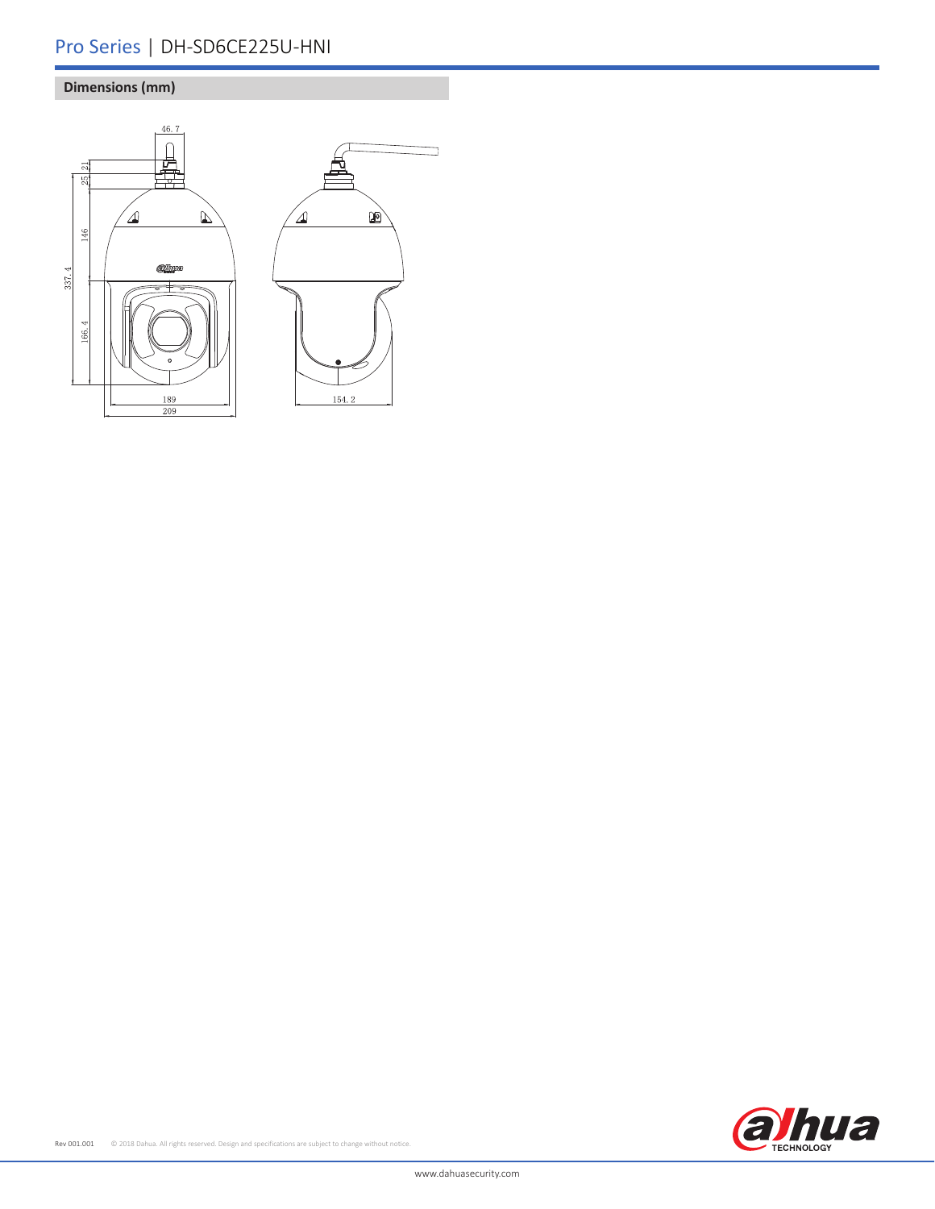## Dimensions (mm)

46.7

21

25

146

337.4

166.4

189

209

154.2

Rev 001.001 © 2018 Dahua. All rights reserved. Design and specifications are subject to change without notice.

www.dahuasecurity.com